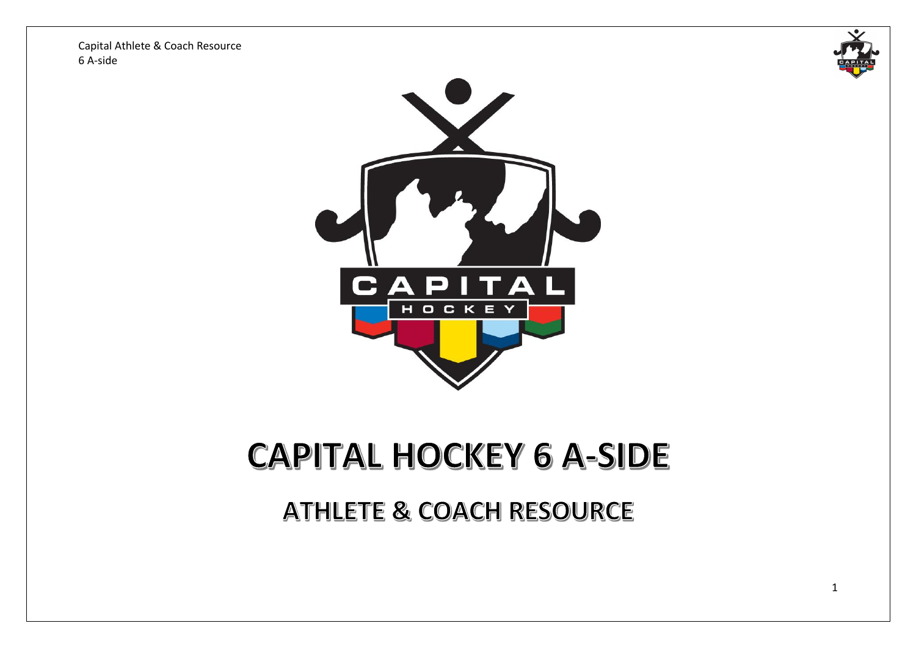# CAPITAL HOCKEY 6 A-SIDE

## ATHLETE & COACH RESOURCE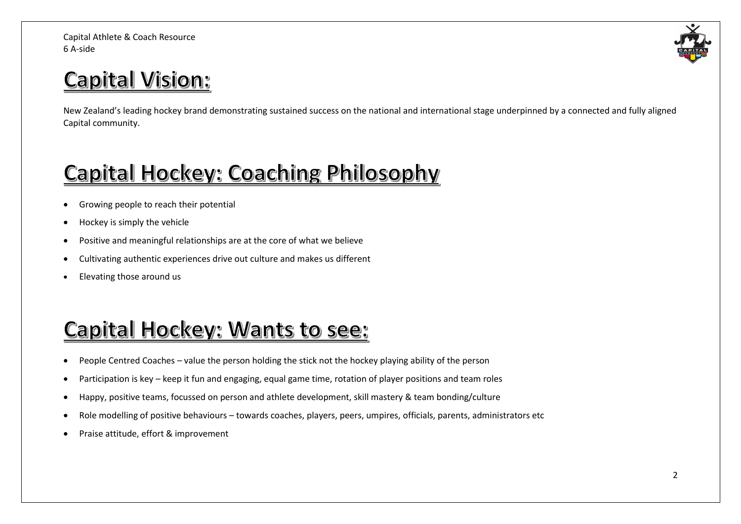# Capital Vision:

New Zealand's leading hockey brand demonstrating sustained success on the national and international stage underpinned by a connected and fully aligned Capital community.

# Capital Hockey: Coaching Philosophy

- Growing people to reach their potential
- Hockey is simply the vehicle
- Positive and meaningful relationships are at the core of what we believe
- Cultivating authentic experiences drive out culture and makes us different
- Elevating those around us

# Capital Hockey: Wants to see:

- People Centred Coaches – value the person holding the stick not the hockey playing ability of the person
- Participation is key – keep it fun and engaging, equal game time, rotation of player positions and team roles
- Happy, positive teams, focussed on person and athlete development, skill mastery & team bonding/culture
- Role modelling of positive behaviours – towards coaches, players, peers, umpires, officials, parents, administrators etc
- Praise attitude, effort & improvement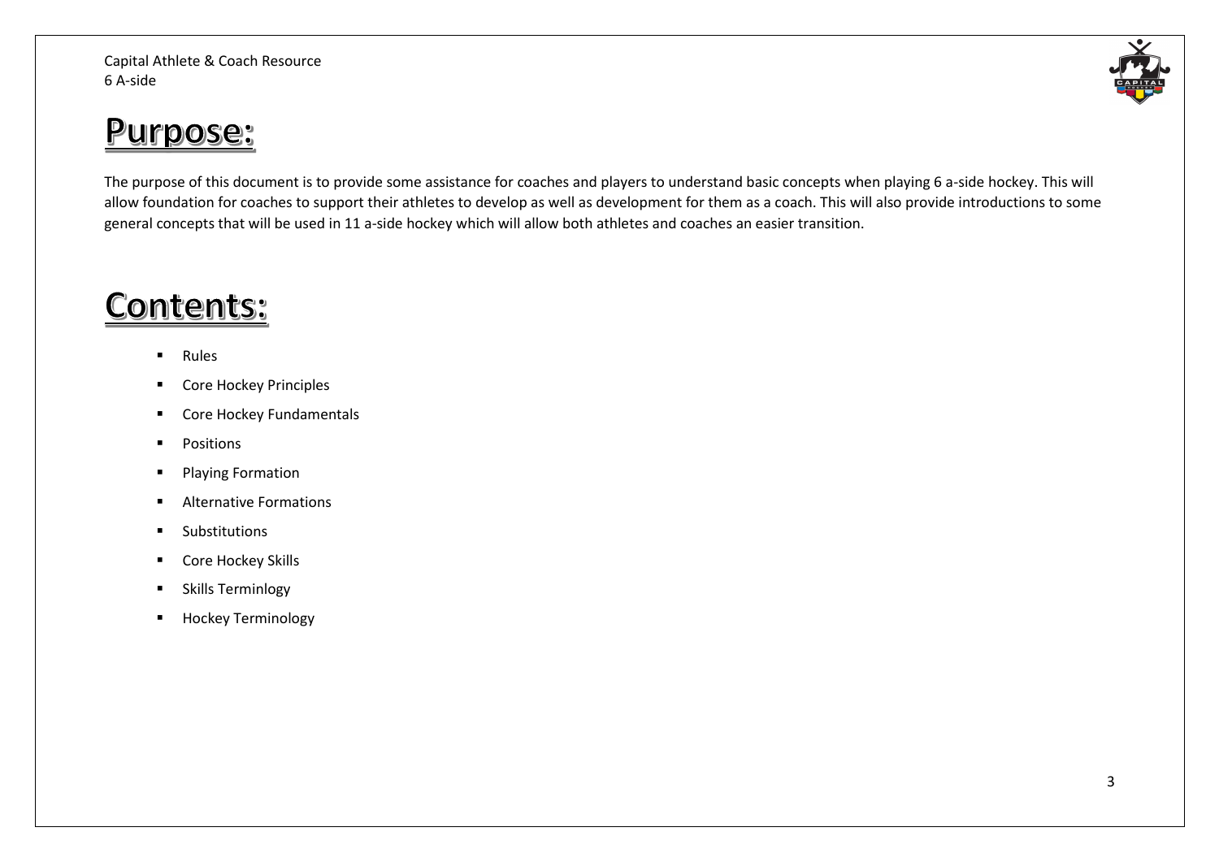# Purpose:

The purpose of this document is to provide some assistance for coaches and players to understand basic concepts when playing 6 a-side hockey. This will allow foundation for coaches to support their athletes to develop as well as development for them as a coach. This will also provide introductions to some general concepts that will be used in 11 a-side hockey which will allow both athletes and coaches an easier transition.

# Contents:

- Rules
- Core Hockey Principles
- Core Hockey Fundamentals
- Positions
- Playing Formation
- Alternative Formations
- Substitutions
- Core Hockey Skills
- Skills Terminlogy
- Hockey Terminology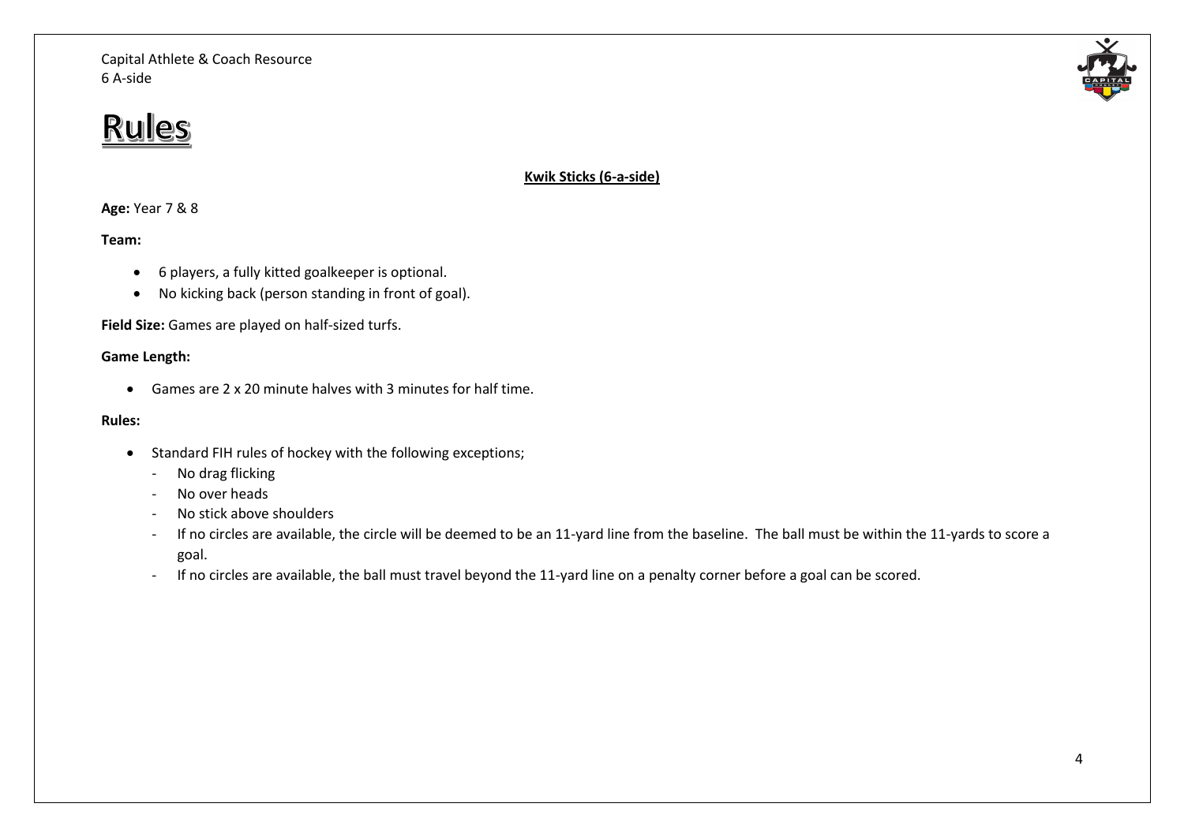# Rules

**Kwik Sticks (6-a-side)**

**Age:** Year 7 & 8

**Team:**

- 6 players, a fully kitted goalkeeper is optional.
- No kicking back (person standing in front of goal).

**Field Size:** Games are played on half-sized turfs.

**Game Length:**

- Games are 2 x 20 minute halves with 3 minutes for half time.

**Rules:**

- Standard FIH rules of hockey with the following exceptions;
  - No drag flicking
  - No over heads
  - No stick above shoulders
  - If no circles are available, the circle will be deemed to be an 11-yard line from the baseline. The ball must be within the 11-yards to score a goal.
  - If no circles are available, the ball must travel beyond the 11-yard line on a penalty corner before a goal can be scored.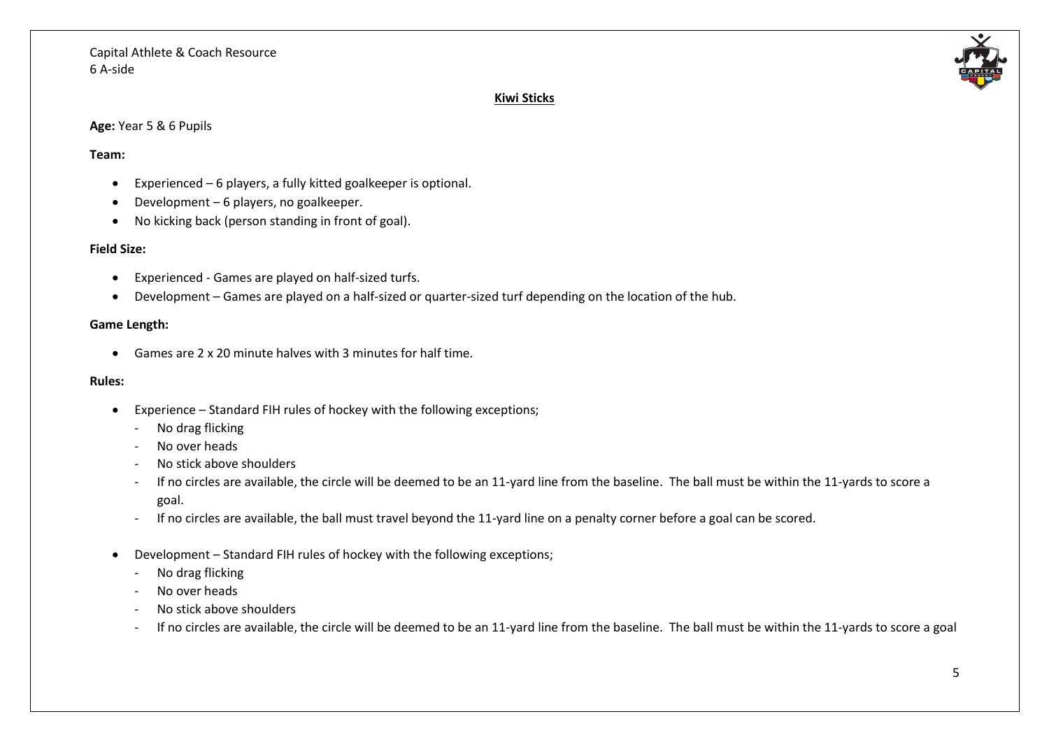## Kiwi Sticks

**Age:** Year 5 & 6 Pupils

**Team:**

- Experienced – 6 players, a fully kitted goalkeeper is optional.
- Development – 6 players, no goalkeeper.
- No kicking back (person standing in front of goal).

**Field Size:**

- Experienced - Games are played on half-sized turfs.
- Development – Games are played on a half-sized or quarter-sized turf depending on the location of the hub.

**Game Length:**

- Games are 2 x 20 minute halves with 3 minutes for half time.

**Rules:**

- Experience – Standard FIH rules of hockey with the following exceptions;
  - No drag flicking
  - No over heads
  - No stick above shoulders
  - If no circles are available, the circle will be deemed to be an 11-yard line from the baseline. The ball must be within the 11-yards to score a goal.
  - If no circles are available, the ball must travel beyond the 11-yard line on a penalty corner before a goal can be scored.

- Development – Standard FIH rules of hockey with the following exceptions;
  - No drag flicking
  - No over heads
  - No stick above shoulders
  - If no circles are available, the circle will be deemed to be an 11-yard line from the baseline. The ball must be within the 11-yards to score a goal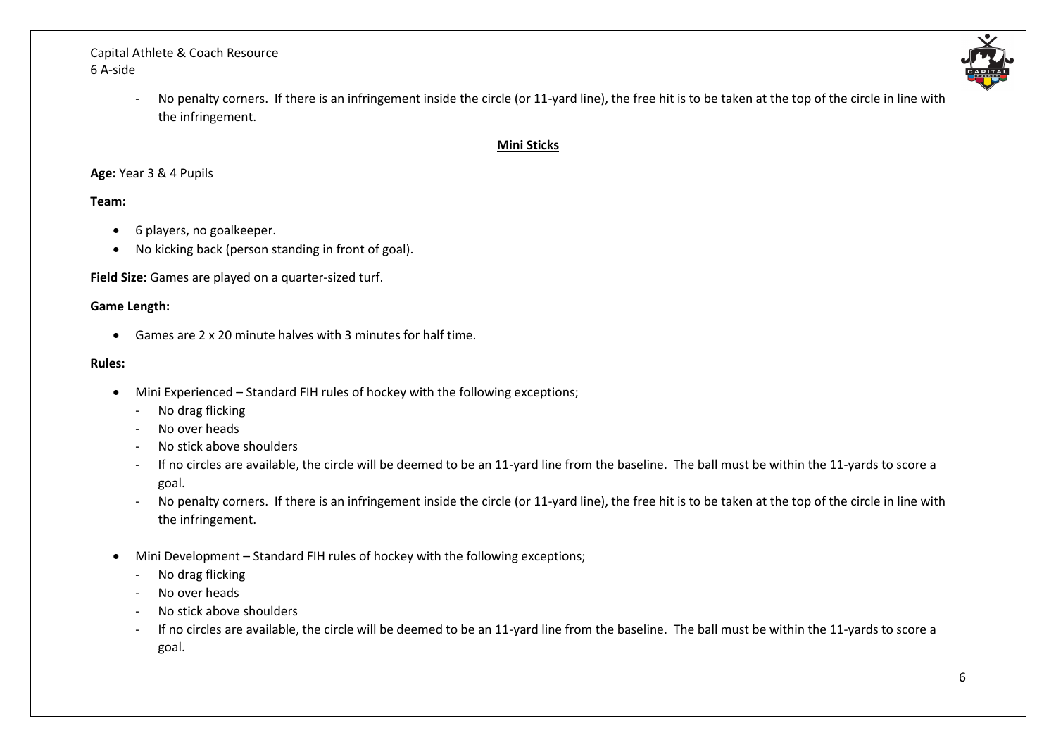- No penalty corners. If there is an infringement inside the circle (or 11-yard line), the free hit is to be taken at the top of the circle in line with the infringement.

## Mini Sticks

**Age:** Year 3 & 4 Pupils

**Team:**

- 6 players, no goalkeeper.
- No kicking back (person standing in front of goal).

**Field Size:** Games are played on a quarter-sized turf.

**Game Length:**

- Games are 2 x 20 minute halves with 3 minutes for half time.

**Rules:**

- Mini Experienced – Standard FIH rules of hockey with the following exceptions;
  - No drag flicking
  - No over heads
  - No stick above shoulders
  - If no circles are available, the circle will be deemed to be an 11-yard line from the baseline. The ball must be within the 11-yards to score a goal.
  - No penalty corners. If there is an infringement inside the circle (or 11-yard line), the free hit is to be taken at the top of the circle in line with the infringement.

- Mini Development – Standard FIH rules of hockey with the following exceptions;
  - No drag flicking
  - No over heads
  - No stick above shoulders
  - If no circles are available, the circle will be deemed to be an 11-yard line from the baseline. The ball must be within the 11-yards to score a goal.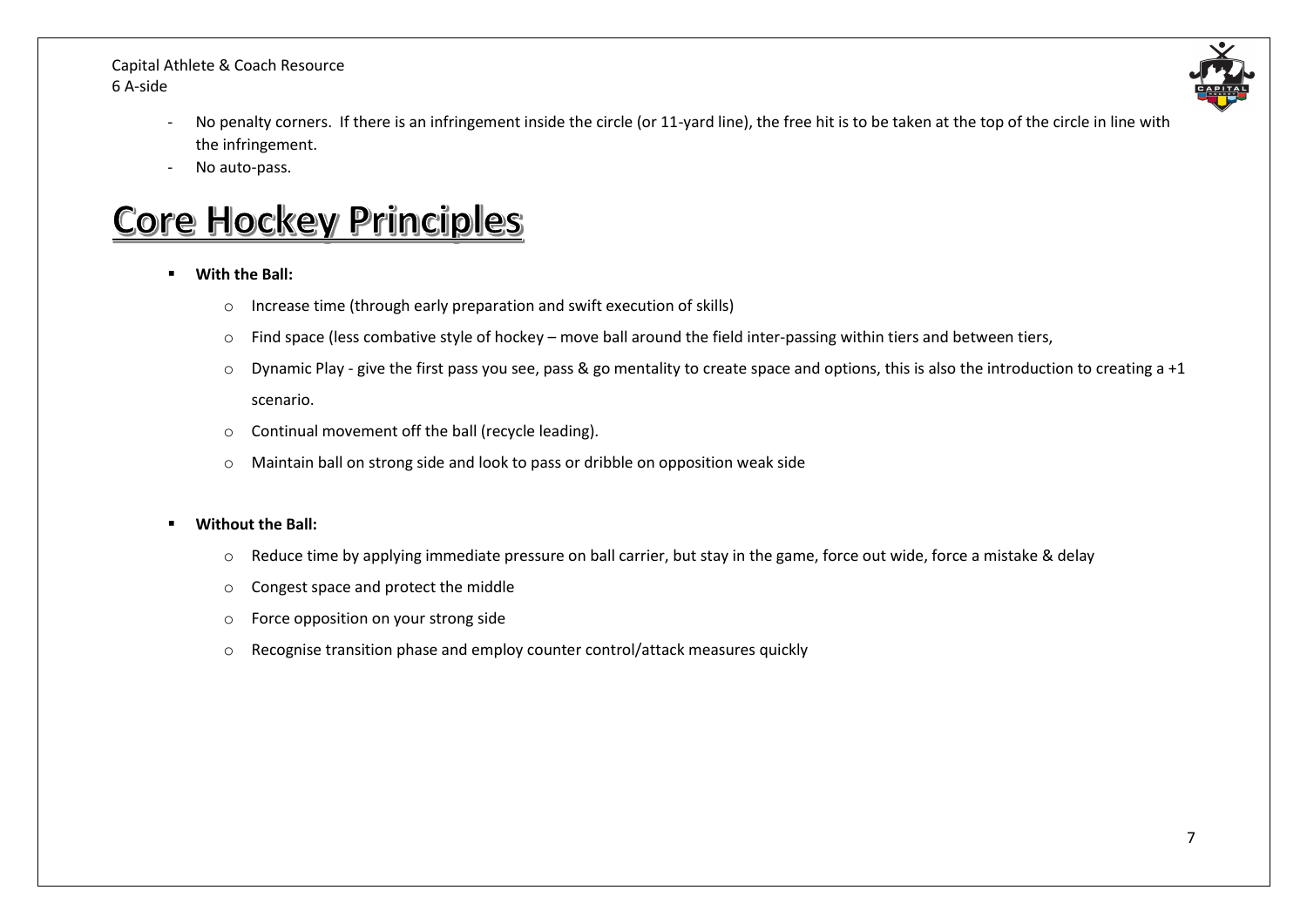- No penalty corners. If there is an infringement inside the circle (or 11-yard line), the free hit is to be taken at the top of the circle in line with the infringement.
- No auto-pass.

# Core Hockey Principles

- **With the Ball:**
  - Increase time (through early preparation and swift execution of skills)
  - Find space (less combative style of hockey – move ball around the field inter-passing within tiers and between tiers,
  - Dynamic Play - give the first pass you see, pass & go mentality to create space and options, this is also the introduction to creating a +1 scenario.
  - Continual movement off the ball (recycle leading).
  - Maintain ball on strong side and look to pass or dribble on opposition weak side

- **Without the Ball:**
  - Reduce time by applying immediate pressure on ball carrier, but stay in the game, force out wide, force a mistake & delay
  - Congest space and protect the middle
  - Force opposition on your strong side
  - Recognise transition phase and employ counter control/attack measures quickly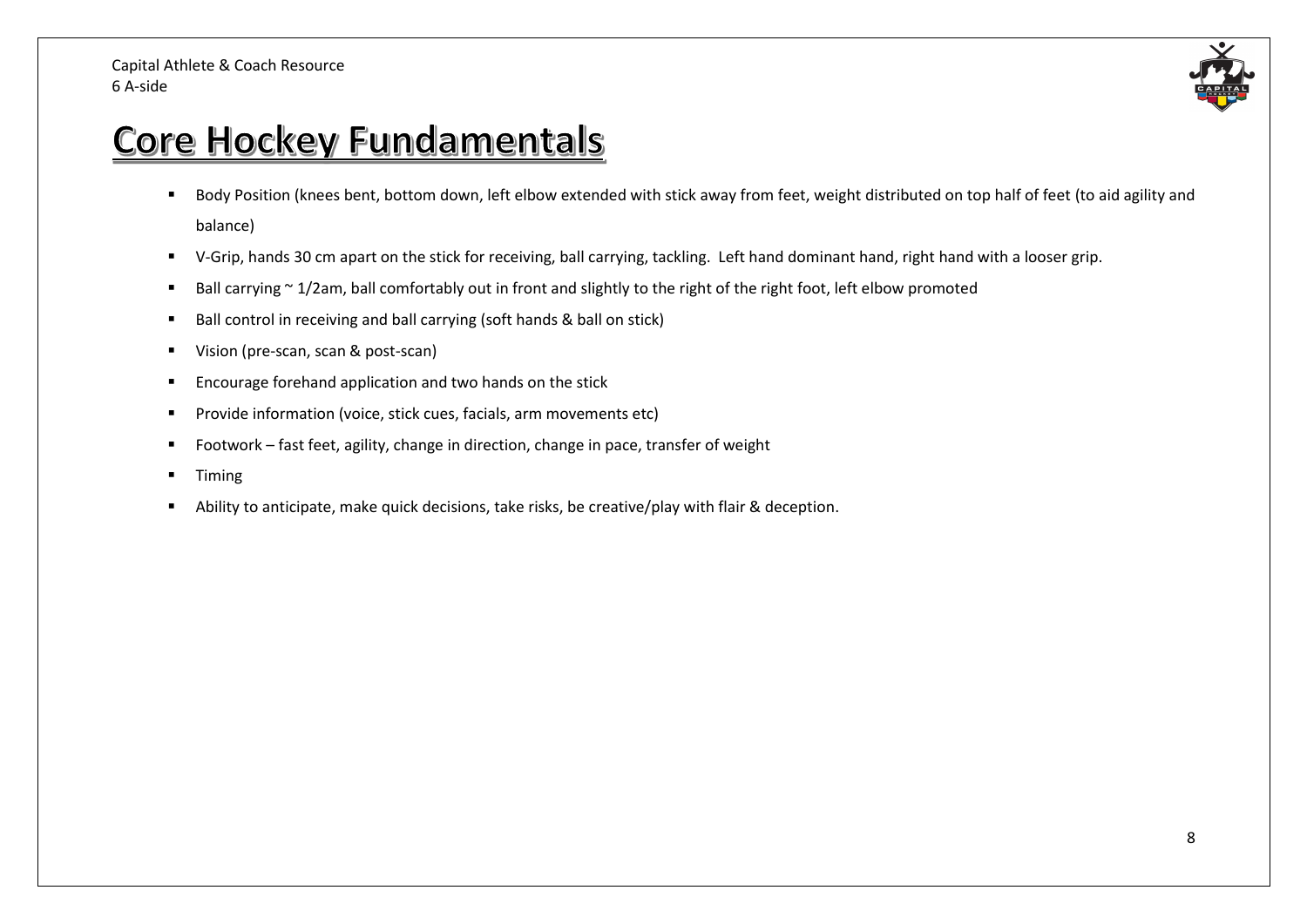# Core Hockey Fundamentals

- Body Position (knees bent, bottom down, left elbow extended with stick away from feet, weight distributed on top half of feet (to aid agility and balance)
- V-Grip, hands 30 cm apart on the stick for receiving, ball carrying, tackling. Left hand dominant hand, right hand with a looser grip.
- Ball carrying ~ 1/2am, ball comfortably out in front and slightly to the right of the right foot, left elbow promoted
- Ball control in receiving and ball carrying (soft hands & ball on stick)
- Vision (pre-scan, scan & post-scan)
- Encourage forehand application and two hands on the stick
- Provide information (voice, stick cues, facials, arm movements etc)
- Footwork – fast feet, agility, change in direction, change in pace, transfer of weight
- Timing
- Ability to anticipate, make quick decisions, take risks, be creative/play with flair & deception.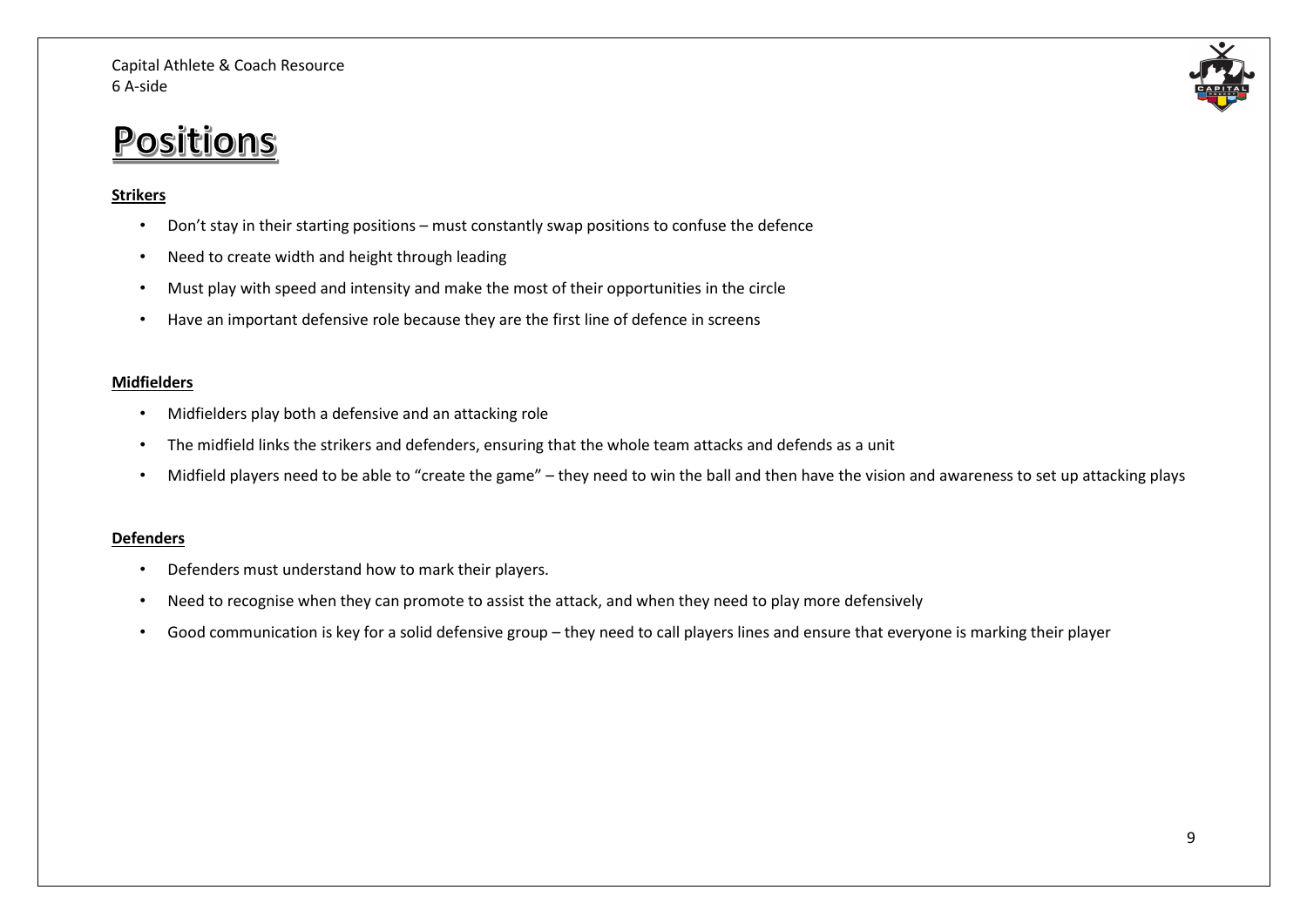# Positions

**Strikers**

- Don't stay in their starting positions – must constantly swap positions to confuse the defence
- Need to create width and height through leading
- Must play with speed and intensity and make the most of their opportunities in the circle
- Have an important defensive role because they are the first line of defence in screens

**Midfielders**

- Midfielders play both a defensive and an attacking role
- The midfield links the strikers and defenders, ensuring that the whole team attacks and defends as a unit
- Midfield players need to be able to "create the game" – they need to win the ball and then have the vision and awareness to set up attacking plays

**Defenders**

- Defenders must understand how to mark their players.
- Need to recognise when they can promote to assist the attack, and when they need to play more defensively
- Good communication is key for a solid defensive group – they need to call players lines and ensure that everyone is marking their player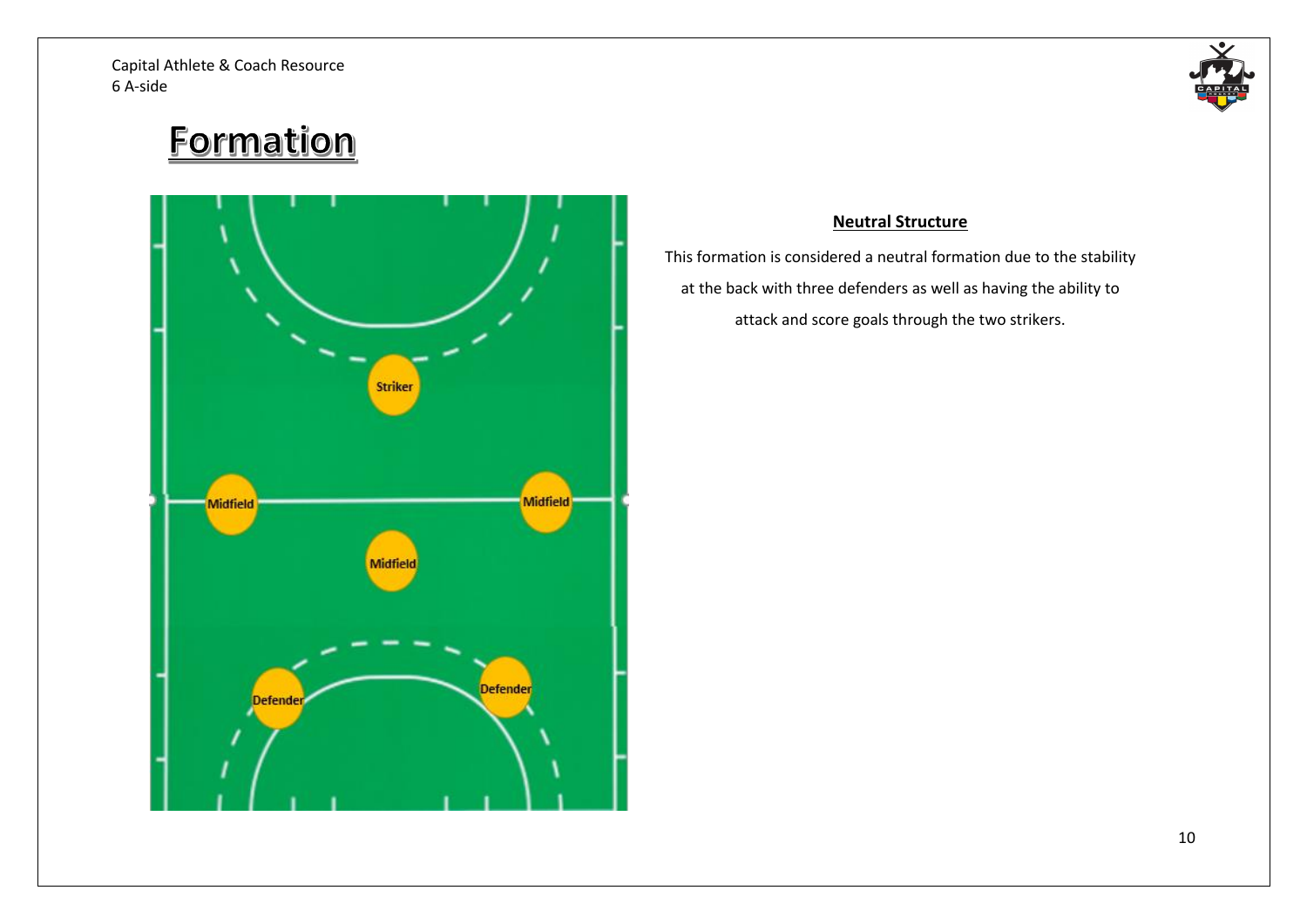# Formation

Striker

Midfield

Midfield

Midfield

Defender

Defender

## Neutral Structure

This formation is considered a neutral formation due to the stability at the back with three defenders as well as having the ability to attack and score goals through the two strikers.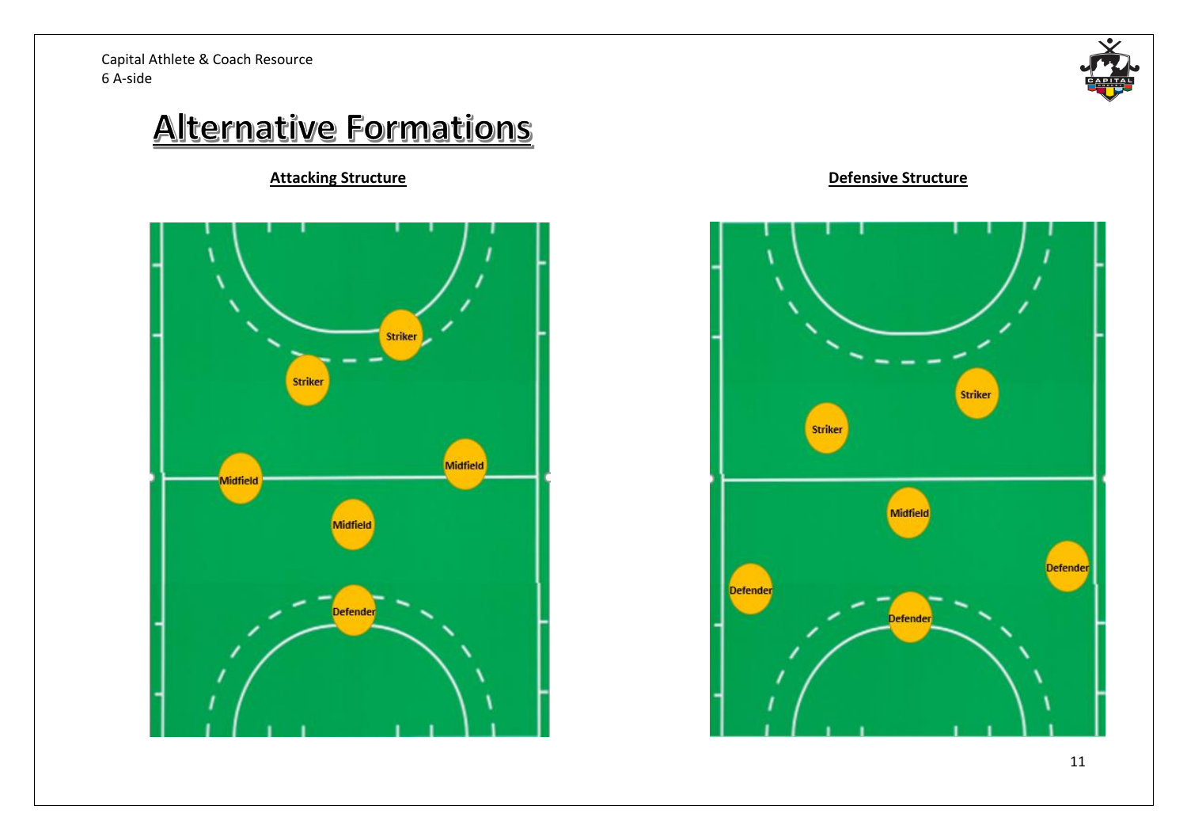# Alternative Formations

**Attacking Structure**

Striker

Striker

Midfield

Midfield

Midfield

Defender

**Defensive Structure**

Striker

Striker

Midfield

Defender

Defender

Defender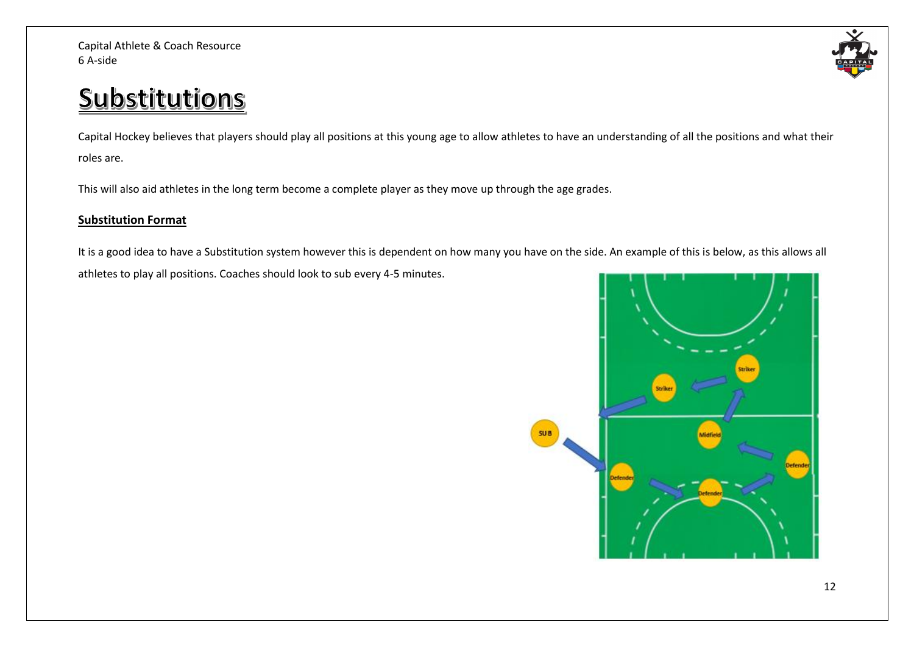# Substitutions

Capital Hockey believes that players should play all positions at this young age to allow athletes to have an understanding of all the positions and what their roles are.

This will also aid athletes in the long term become a complete player as they move up through the age grades.

**Substitution Format**

It is a good idea to have a Substitution system however this is dependent on how many you have on the side. An example of this is below, as this allows all athletes to play all positions. Coaches should look to sub every 4-5 minutes.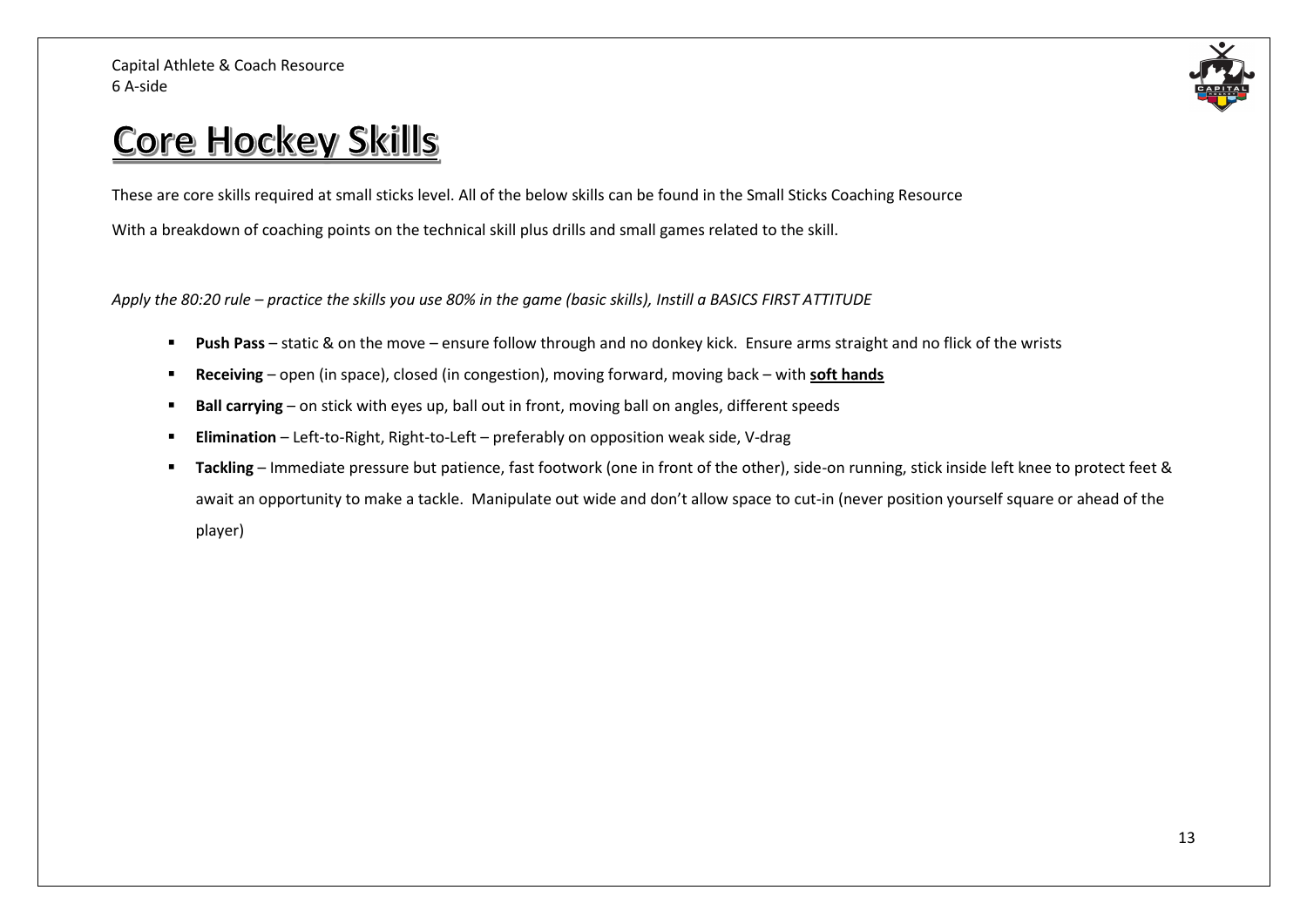# Core Hockey Skills

These are core skills required at small sticks level. All of the below skills can be found in the Small Sticks Coaching Resource

With a breakdown of coaching points on the technical skill plus drills and small games related to the skill.

*Apply the 80:20 rule – practice the skills you use 80% in the game (basic skills), Instill a BASICS FIRST ATTITUDE*

- **Push Pass** – static & on the move – ensure follow through and no donkey kick. Ensure arms straight and no flick of the wrists
- **Receiving** – open (in space), closed (in congestion), moving forward, moving back – with **soft hands**
- **Ball carrying** – on stick with eyes up, ball out in front, moving ball on angles, different speeds
- **Elimination** – Left-to-Right, Right-to-Left – preferably on opposition weak side, V-drag
- **Tackling** – Immediate pressure but patience, fast footwork (one in front of the other), side-on running, stick inside left knee to protect feet & await an opportunity to make a tackle. Manipulate out wide and don't allow space to cut-in (never position yourself square or ahead of the player)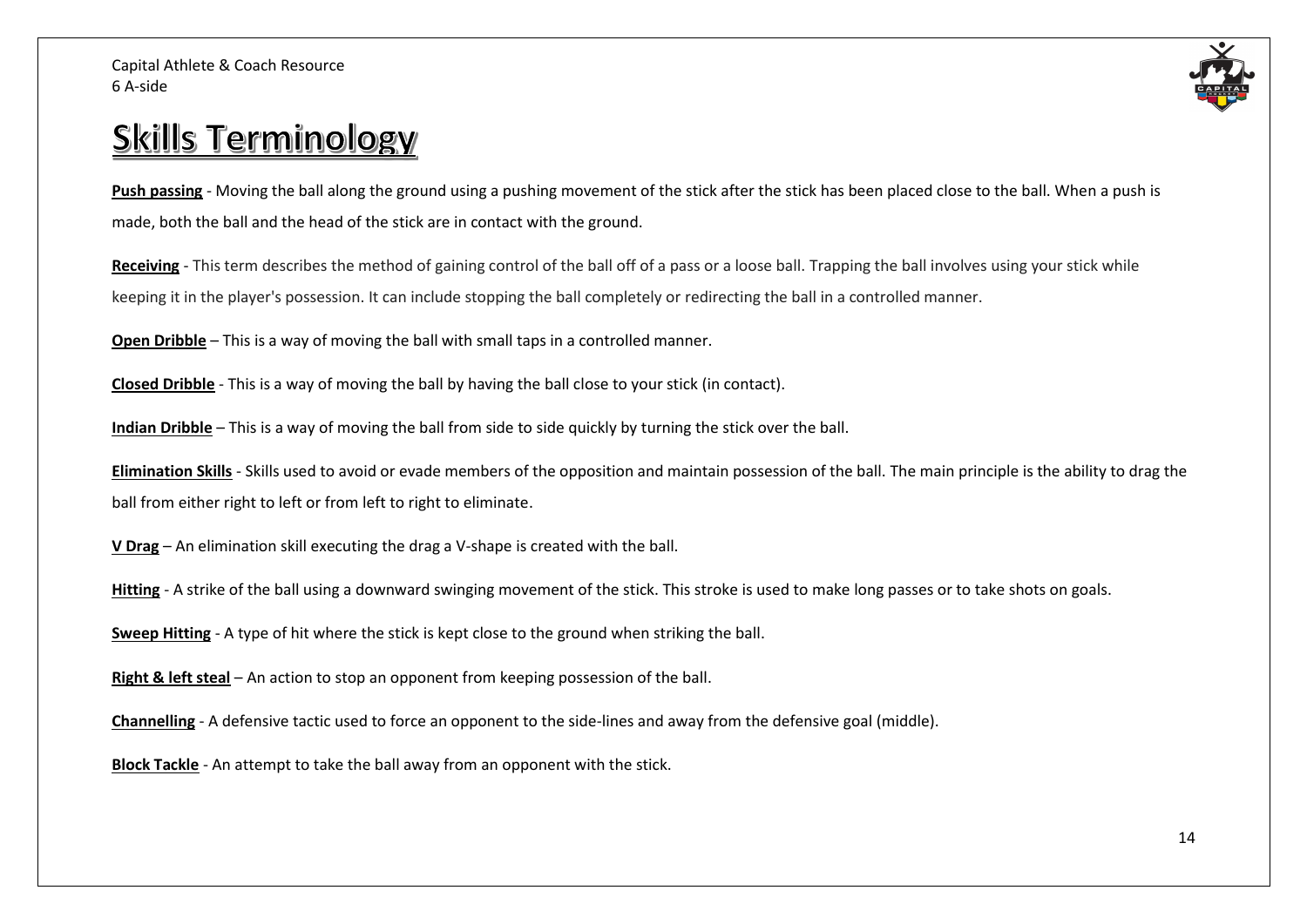# Skills Terminology

**Push passing** - Moving the ball along the ground using a pushing movement of the stick after the stick has been placed close to the ball. When a push is made, both the ball and the head of the stick are in contact with the ground.

**Receiving** - This term describes the method of gaining control of the ball off of a pass or a loose ball. Trapping the ball involves using your stick while keeping it in the player's possession. It can include stopping the ball completely or redirecting the ball in a controlled manner.

**Open Dribble** – This is a way of moving the ball with small taps in a controlled manner.

**Closed Dribble** - This is a way of moving the ball by having the ball close to your stick (in contact).

**Indian Dribble** – This is a way of moving the ball from side to side quickly by turning the stick over the ball.

**Elimination Skills** - Skills used to avoid or evade members of the opposition and maintain possession of the ball. The main principle is the ability to drag the ball from either right to left or from left to right to eliminate.

**V Drag** – An elimination skill executing the drag a V-shape is created with the ball.

**Hitting** - A strike of the ball using a downward swinging movement of the stick. This stroke is used to make long passes or to take shots on goals.

**Sweep Hitting** - A type of hit where the stick is kept close to the ground when striking the ball.

**Right & left steal** – An action to stop an opponent from keeping possession of the ball.

**Channelling** - A defensive tactic used to force an opponent to the side-lines and away from the defensive goal (middle).

**Block Tackle** - An attempt to take the ball away from an opponent with the stick.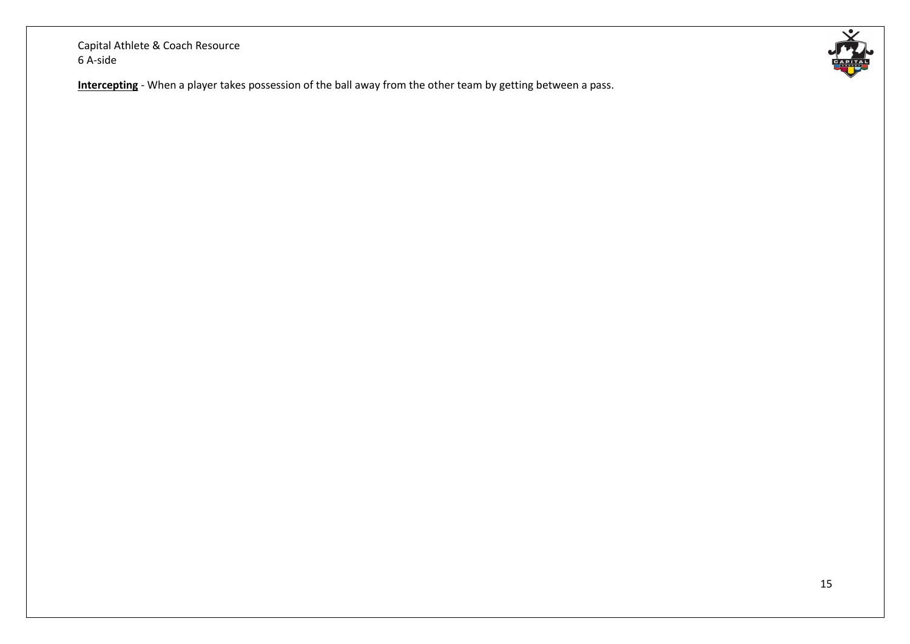**Intercepting** - When a player takes possession of the ball away from the other team by getting between a pass.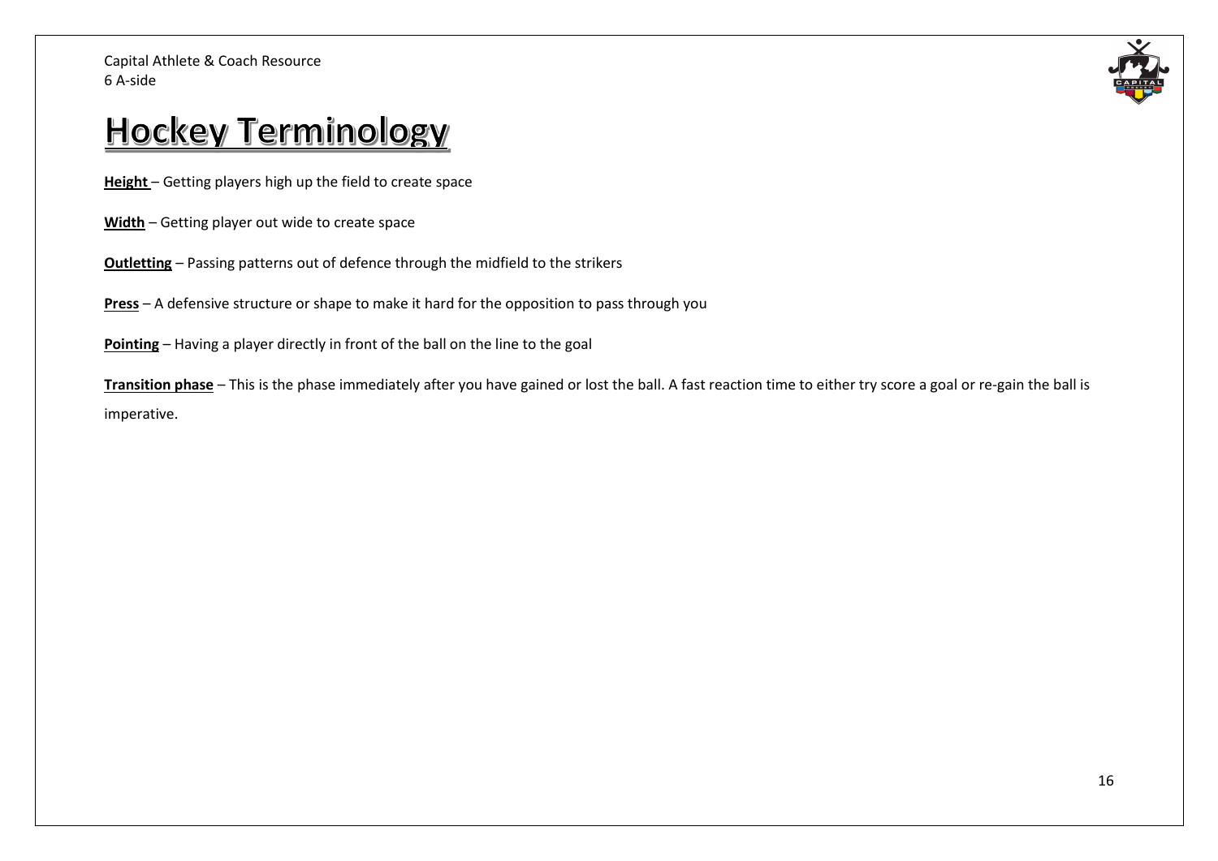# Hockey Terminology

**Height** – Getting players high up the field to create space

**Width** – Getting player out wide to create space

**Outletting** – Passing patterns out of defence through the midfield to the strikers

**Press** – A defensive structure or shape to make it hard for the opposition to pass through you

**Pointing** – Having a player directly in front of the ball on the line to the goal

**Transition phase** – This is the phase immediately after you have gained or lost the ball. A fast reaction time to either try score a goal or re-gain the ball is imperative.